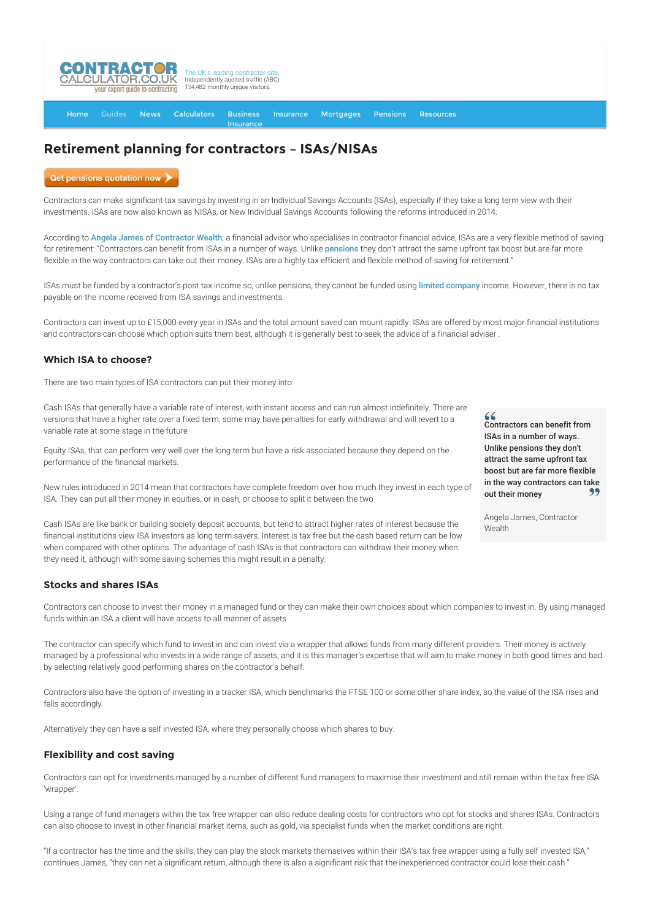CONTRACTOR CALCULATOR.CO.UK your expert guide to contracting

The UK's leading contractor site.
Independently audited traffic (ABC)
134,482 monthly unique visitors.

Home | Guides | News | Calculators | Business Insurance | Insurance | Mortgages | Pensions | Resources

# Retirement planning for contractors – ISAs/NISAs

Get pensions quotation now

Contractors can make significant tax savings by investing in an Individual Savings Accounts (ISAs), especially if they take a long term view with their investments. ISAs are now also known as NISAs, or New Individual Savings Accounts following the reforms introduced in 2014.

According to Angela James of Contractor Wealth, a financial advisor who specialises in contractor financial advice, ISAs are a very flexible method of saving for retirement: "Contractors can benefit from ISAs in a number of ways. Unlike pensions they don't attract the same upfront tax boost but are far more flexible in the way contractors can take out their money. ISAs are a highly tax efficient and flexible method of saving for retirement."

ISAs must be funded by a contractor's post tax income so, unlike pensions, they cannot be funded using limited company income. However, there is no tax payable on the income received from ISA savings and investments.

Contractors can invest up to £15,000 every year in ISAs and the total amount saved can mount rapidly. ISAs are offered by most major financial institutions and contractors can choose which option suits them best, although it is generally best to seek the advice of a financial adviser .

## Which ISA to choose?

There are two main types of ISA contractors can put their money into:

Cash ISAs that generally have a variable rate of interest, with instant access and can run almost indefinitely. There are versions that have a higher rate over a fixed term, some may have penalties for early withdrawal and will revert to a variable rate at some stage in the future

Equity ISAs, that can perform very well over the long term but have a risk associated because they depend on the performance of the financial markets.

New rules introduced in 2014 mean that contractors have complete freedom over how much they invest in each type of ISA. They can put all their money in equities, or in cash, or choose to split it between the two

Cash ISAs are like bank or building society deposit accounts, but tend to attract higher rates of interest because the financial institutions view ISA investors as long term savers. Interest is tax free but the cash based return can be low when compared with other options. The advantage of cash ISAs is that contractors can withdraw their money when they need it, although with some saving schemes this might result in a penalty.

> **"Contractors can benefit from ISAs in a number of ways. Unlike pensions they don't attract the same upfront tax boost but are far more flexible in the way contractors can take out their money"**
>
> Angela James, Contractor Wealth

## Stocks and shares ISAs

Contractors can choose to invest their money in a managed fund or they can make their own choices about which companies to invest in. By using managed funds within an ISA a client will have access to all manner of assets

The contractor can specify which fund to invest in and can invest via a wrapper that allows funds from many different providers. Their money is actively managed by a professional who invests in a wide range of assets, and it is this manager's expertise that will aim to make money in both good times and bad by selecting relatively good performing shares on the contractor's behalf.

Contractors also have the option of investing in a tracker ISA, which benchmarks the FTSE 100 or some other share index, so the value of the ISA rises and falls accordingly.

Alternatively they can have a self invested ISA, where they personally choose which shares to buy.

## Flexibility and cost saving

Contractors can opt for investments managed by a number of different fund managers to maximise their investment and still remain within the tax free ISA 'wrapper'.

Using a range of fund managers within the tax free wrapper can also reduce dealing costs for contractors who opt for stocks and shares ISAs. Contractors can also choose to invest in other financial market items, such as gold, via specialist funds when the market conditions are right.

"If a contractor has the time and the skills, they can play the stock markets themselves within their ISA's tax free wrapper using a fully self invested ISA," continues James, "they can net a significant return, although there is also a significant risk that the inexperienced contractor could lose their cash."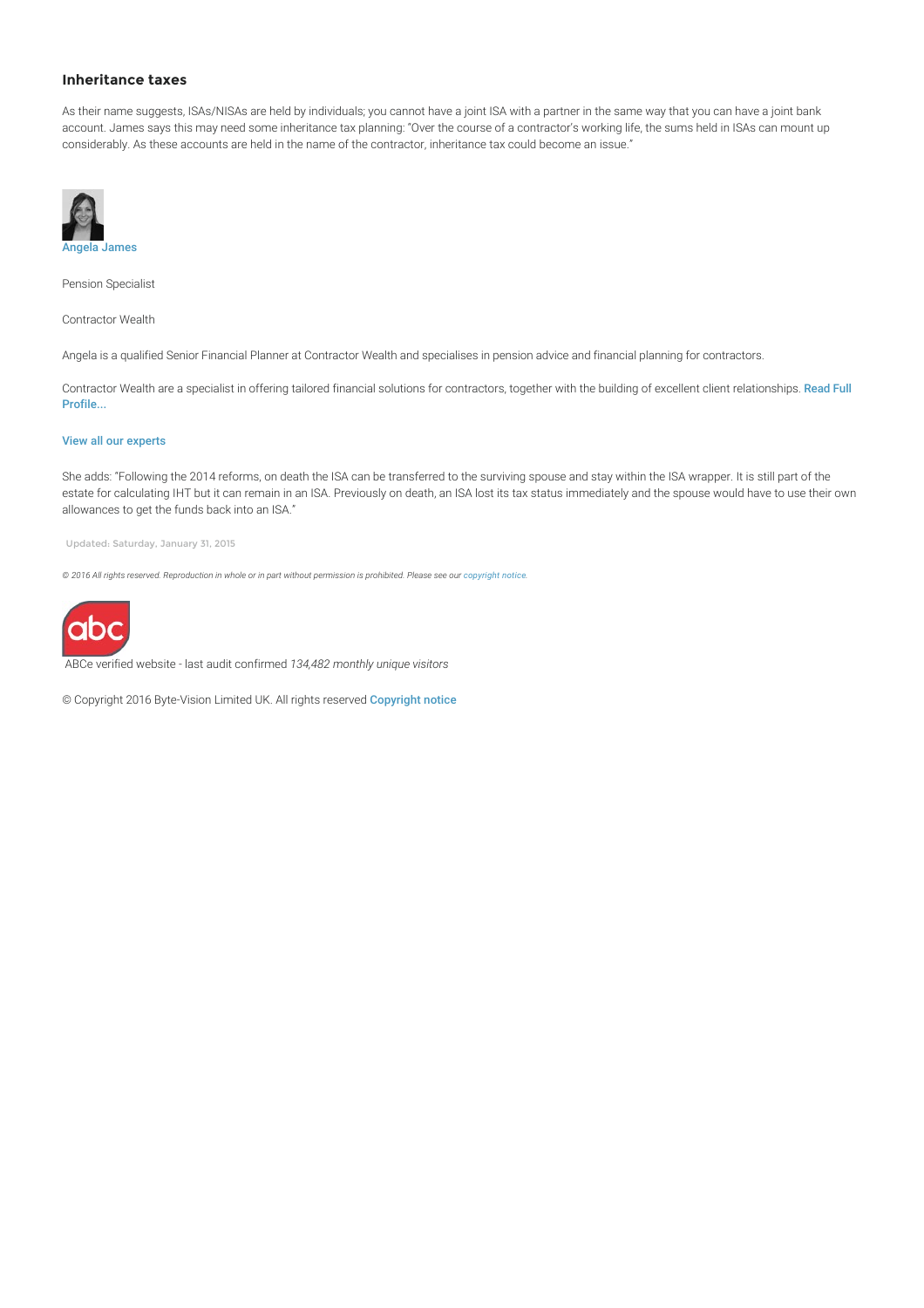### Inheritance taxes

As their name suggests, ISAs/NISAs are held by individuals; you cannot have a joint ISA with a partner in the same way that you can have a joint bank account. James says this may need some inheritance tax planning: "Over the course of a contractor's working life, the sums held in ISAs can mount up considerably. As these accounts are held in the name of the contractor, inheritance tax could become an issue."

Angela James

Pension Specialist

Contractor Wealth

Angela is a qualified Senior Financial Planner at Contractor Wealth and specialises in pension advice and financial planning for contractors.

Contractor Wealth are a specialist in offering tailored financial solutions for contractors, together with the building of excellent client relationships. Read Full Profile...

View all our experts

She adds: "Following the 2014 reforms, on death the ISA can be transferred to the surviving spouse and stay within the ISA wrapper. It is still part of the estate for calculating IHT but it can remain in an ISA. Previously on death, an ISA lost its tax status immediately and the spouse would have to use their own allowances to get the funds back into an ISA."

Updated: Saturday, January 31, 2015

*© 2016 All rights reserved. Reproduction in whole or in part without permission is prohibited. Please see our copyright notice.*

ABCe verified website - last audit confirmed *134,482 monthly unique visitors*

© Copyright 2016 Byte-Vision Limited UK. All rights reserved Copyright notice